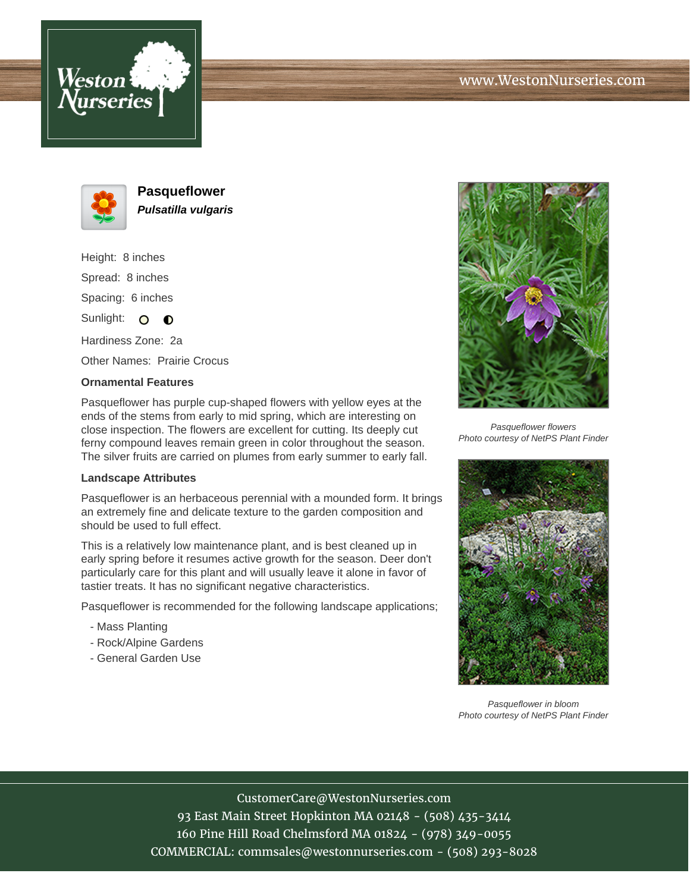www.WestonNurseries.com

# Pasqueflower

***Pulsatilla vulgaris***

Height: 8 inches

Spread: 8 inches

Spacing: 6 inches

Sunlight:

Hardiness Zone: 2a

Other Names: Prairie Crocus

### Ornamental Features

Pasqueflower has purple cup-shaped flowers with yellow eyes at the ends of the stems from early to mid spring, which are interesting on close inspection. The flowers are excellent for cutting. Its deeply cut ferny compound leaves remain green in color throughout the season. The silver fruits are carried on plumes from early summer to early fall.

### Landscape Attributes

Pasqueflower is an herbaceous perennial with a mounded form. It brings an extremely fine and delicate texture to the garden composition and should be used to full effect.

This is a relatively low maintenance plant, and is best cleaned up in early spring before it resumes active growth for the season. Deer don't particularly care for this plant and will usually leave it alone in favor of tastier treats. It has no significant negative characteristics.

Pasqueflower is recommended for the following landscape applications;

- Mass Planting
- Rock/Alpine Gardens
- General Garden Use

*Pasqueflower flowers*
*Photo courtesy of NetPS Plant Finder*

*Pasqueflower in bloom*
*Photo courtesy of NetPS Plant Finder*

CustomerCare@WestonNurseries.com
93 East Main Street Hopkinton MA 02148 - (508) 435-3414
160 Pine Hill Road Chelmsford MA 01824 - (978) 349-0055
COMMERCIAL: commsales@westonnurseries.com - (508) 293-8028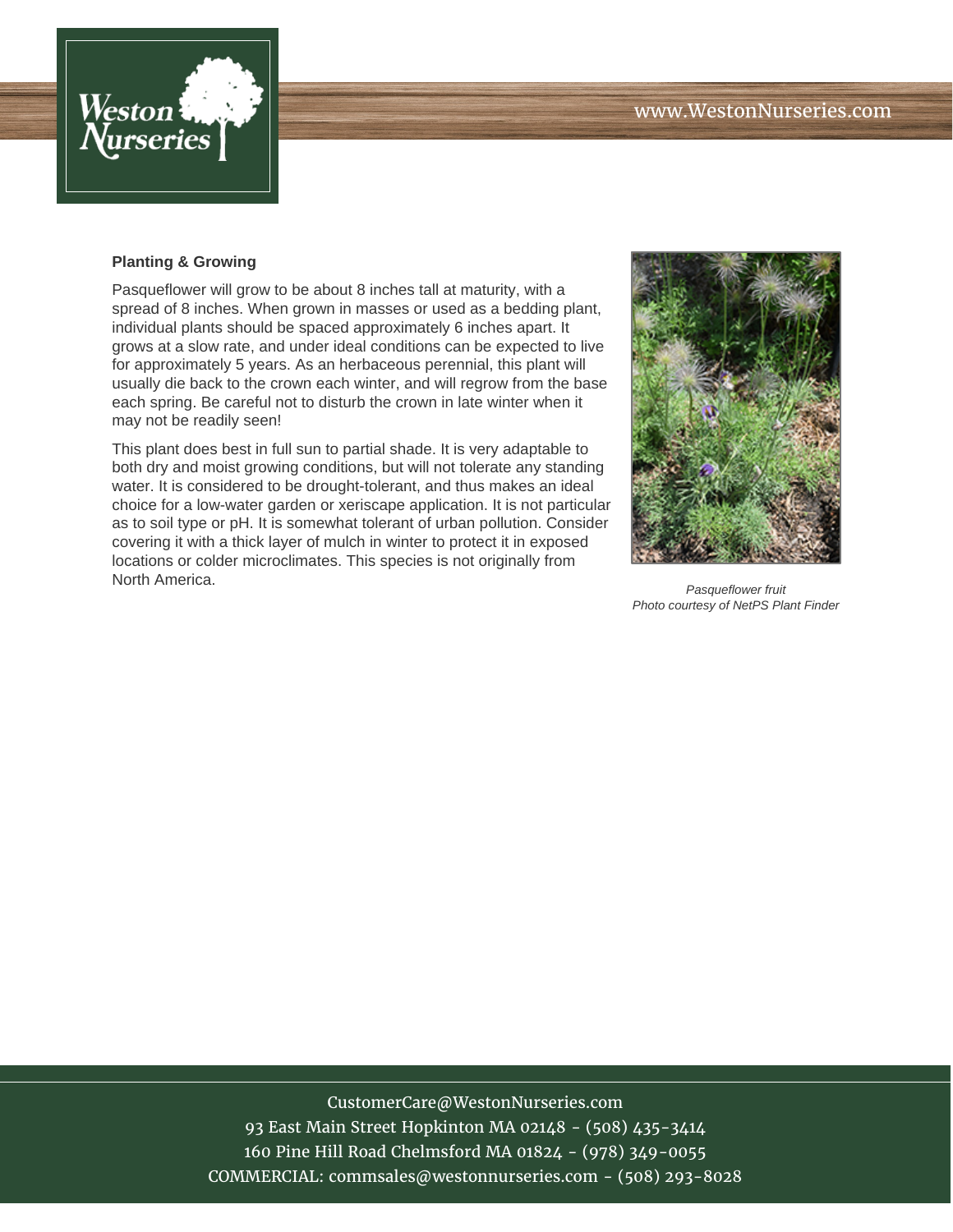### Planting & Growing

Pasqueflower will grow to be about 8 inches tall at maturity, with a spread of 8 inches. When grown in masses or used as a bedding plant, individual plants should be spaced approximately 6 inches apart. It grows at a slow rate, and under ideal conditions can be expected to live for approximately 5 years. As an herbaceous perennial, this plant will usually die back to the crown each winter, and will regrow from the base each spring. Be careful not to disturb the crown in late winter when it may not be readily seen!

This plant does best in full sun to partial shade. It is very adaptable to both dry and moist growing conditions, but will not tolerate any standing water. It is considered to be drought-tolerant, and thus makes an ideal choice for a low-water garden or xeriscape application. It is not particular as to soil type or pH. It is somewhat tolerant of urban pollution. Consider covering it with a thick layer of mulch in winter to protect it in exposed locations or colder microclimates. This species is not originally from North America.

*Pasqueflower fruit*
*Photo courtesy of NetPS Plant Finder*